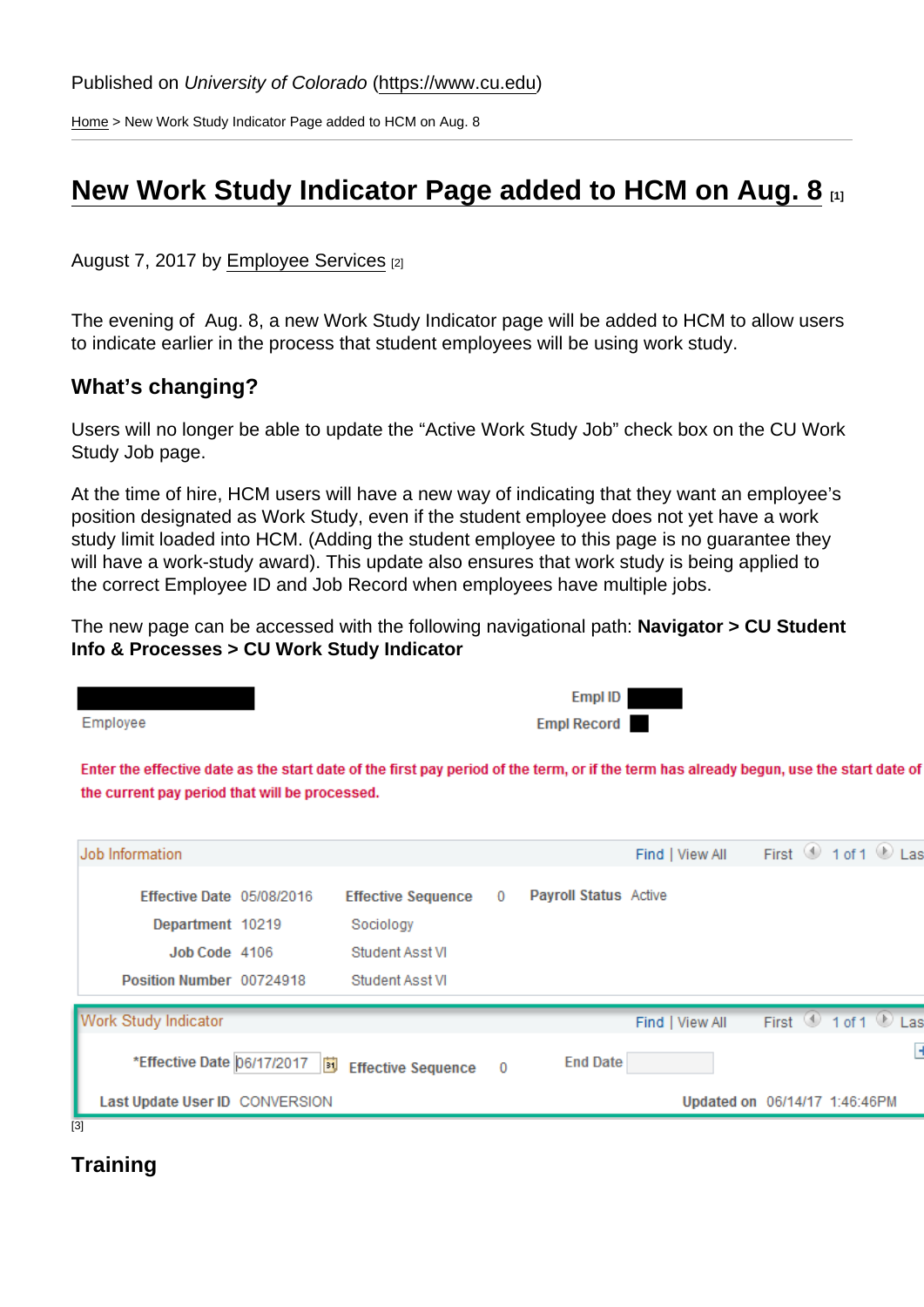Published on *University of Colorado* (https://www.cu.edu)

Home > New Work Study Indicator Page added to HCM on Aug. 8

# New Work Study Indicator Page added to HCM on Aug. 8 [1]

August 7, 2017 by Employee Services [2]

The evening of Aug. 8, a new Work Study Indicator page will be added to HCM to allow users to indicate earlier in the process that student employees will be using work study.

## What's changing?

Users will no longer be able to update the "Active Work Study Job" check box on the CU Work Study Job page.

At the time of hire, HCM users will have a new way of indicating that they want an employee's position designated as Work Study, even if the student employee does not yet have a work study limit loaded into HCM. (Adding the student employee to this page is no guarantee they will have a work-study award). This update also ensures that work study is being applied to the correct Employee ID and Job Record when employees have multiple jobs.

The new page can be accessed with the following navigational path: **Navigator > CU Student Info & Processes > CU Work Study Indicator**

Employee | Empl ID | Empl Record

Enter the effective date as the start date of the first pay period of the term, or if the term has already begun, use the start date of the current pay period that will be processed.

**Job Information** — Find | View All — First 1 of 1 Last

| | | | | | |
|---|---|---|---|---|---|
| Effective Date | 05/08/2016 | Effective Sequence | 0 | Payroll Status | Active |
| Department | 10219 | Sociology | | | |
| Job Code | 4106 | Student Asst VI | | | |
| Position Number | 00724918 | Student Asst VI | | | |

**Work Study Indicator** — Find | View All — First 1 of 1 Last

| | | | | | |
|---|---|---|---|---|---|
| *Effective Date | 06/17/2017 | Effective Sequence | 0 | End Date | |
| Last Update User ID | CONVERSION | | | Updated on | 06/14/17 1:46:46PM |

[3]

## Training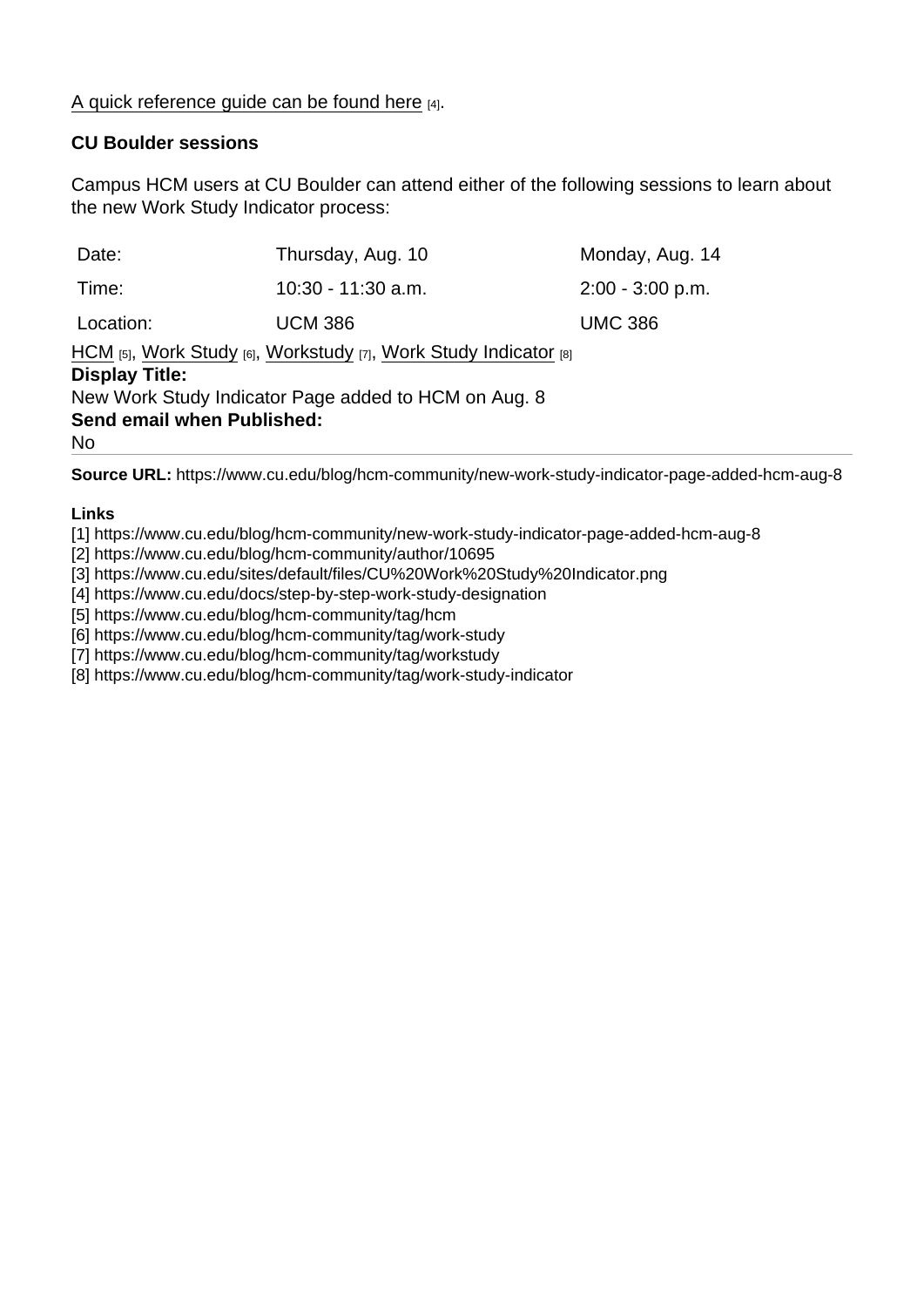A quick reference guide can be found here [4].

**CU Boulder sessions**

Campus HCM users at CU Boulder can attend either of the following sessions to learn about the new Work Study Indicator process:

| | | |
|---|---|---|
| Date: | Thursday, Aug. 10 | Monday, Aug. 14 |
| Time: | 10:30 - 11:30 a.m. | 2:00 - 3:00 p.m. |
| Location: | UCM 386 | UMC 386 |

HCM [5], Work Study [6], Workstudy [7], Work Study Indicator [8]

**Display Title:**

New Work Study Indicator Page added to HCM on Aug. 8

**Send email when Published:**

No

**Source URL:** https://www.cu.edu/blog/hcm-community/new-work-study-indicator-page-added-hcm-aug-8

**Links**

[1] https://www.cu.edu/blog/hcm-community/new-work-study-indicator-page-added-hcm-aug-8
[2] https://www.cu.edu/blog/hcm-community/author/10695
[3] https://www.cu.edu/sites/default/files/CU%20Work%20Study%20Indicator.png
[4] https://www.cu.edu/docs/step-by-step-work-study-designation
[5] https://www.cu.edu/blog/hcm-community/tag/hcm
[6] https://www.cu.edu/blog/hcm-community/tag/work-study
[7] https://www.cu.edu/blog/hcm-community/tag/workstudy
[8] https://www.cu.edu/blog/hcm-community/tag/work-study-indicator